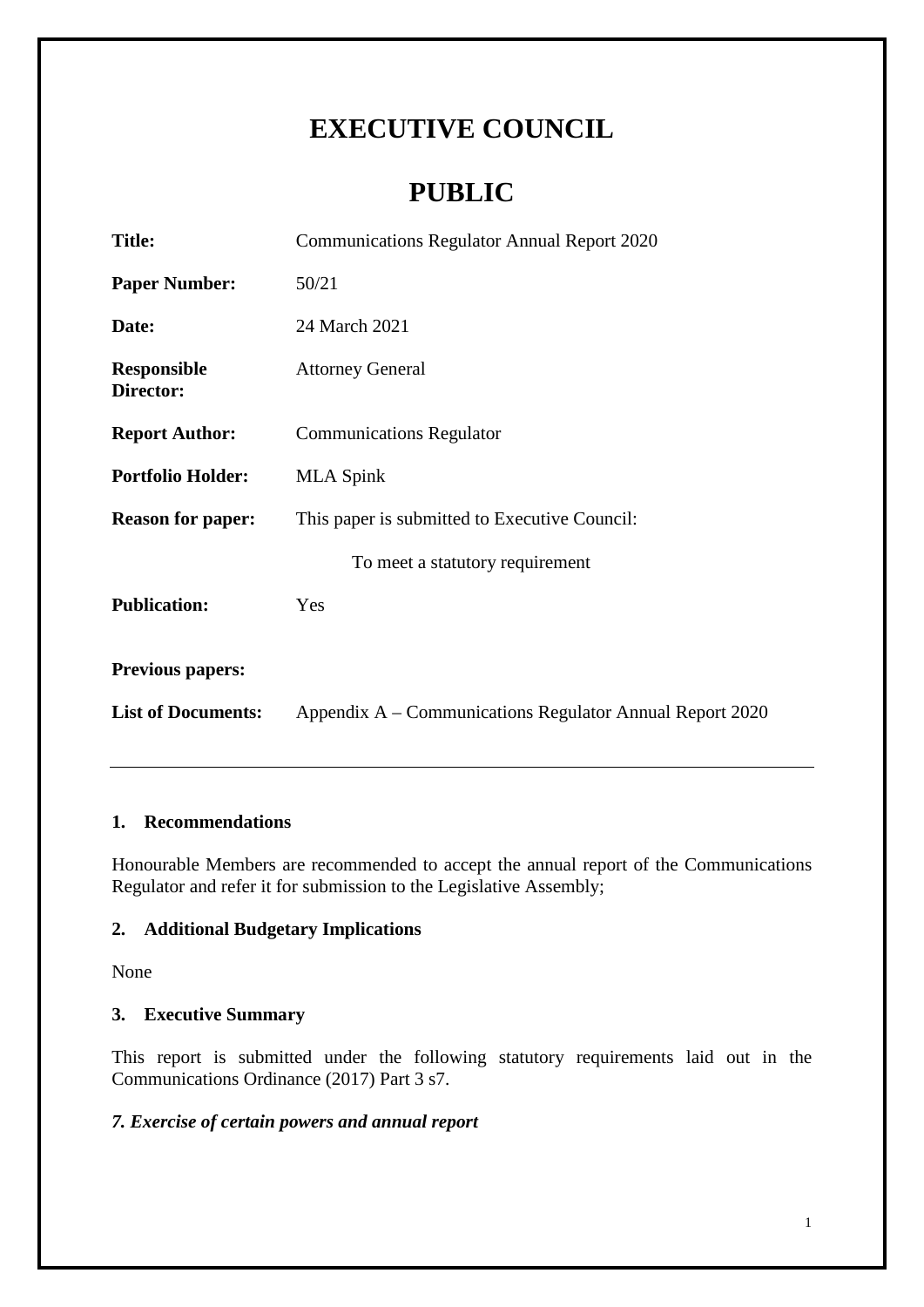# EXECUTIVE COUNCIL

# PUBLIC

| | |
|---|---|
| **Title:** | Communications Regulator Annual Report 2020 |
| **Paper Number:** | 50/21 |
| **Date:** | 24 March 2021 |
| **Responsible Director:** | Attorney General |
| **Report Author:** | Communications Regulator |
| **Portfolio Holder:** | MLA Spink |
| **Reason for paper:** | This paper is submitted to Executive Council: |
| | To meet a statutory requirement |
| **Publication:** | Yes |
| **Previous papers:** | |
| **List of Documents:** | Appendix A – Communications Regulator Annual Report 2020 |

---

## 1. Recommendations

Honourable Members are recommended to accept the annual report of the Communications Regulator and refer it for submission to the Legislative Assembly;

## 2. Additional Budgetary Implications

None

## 3. Executive Summary

This report is submitted under the following statutory requirements laid out in the Communications Ordinance (2017) Part 3 s7.

***7. Exercise of certain powers and annual report***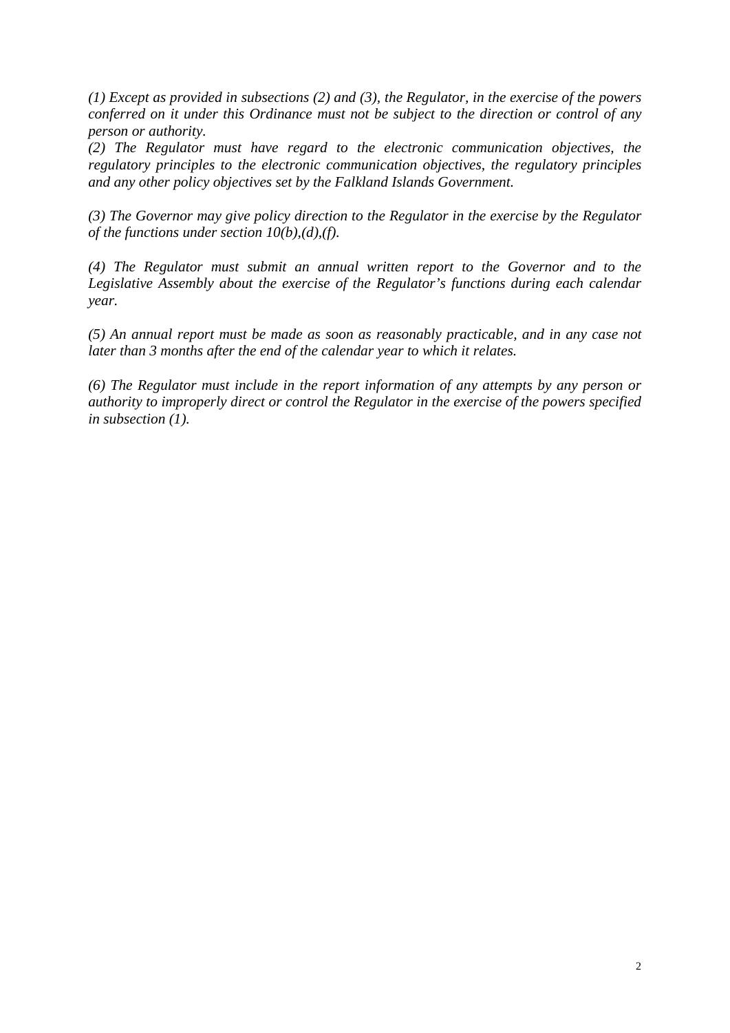*(1) Except as provided in subsections (2) and (3), the Regulator, in the exercise of the powers conferred on it under this Ordinance must not be subject to the direction or control of any person or authority.*
*(2) The Regulator must have regard to the electronic communication objectives, the regulatory principles to the electronic communication objectives, the regulatory principles and any other policy objectives set by the Falkland Islands Government.*

*(3) The Governor may give policy direction to the Regulator in the exercise by the Regulator of the functions under section 10(b),(d),(f).*

*(4) The Regulator must submit an annual written report to the Governor and to the Legislative Assembly about the exercise of the Regulator's functions during each calendar year.*

*(5) An annual report must be made as soon as reasonably practicable, and in any case not later than 3 months after the end of the calendar year to which it relates.*

*(6) The Regulator must include in the report information of any attempts by any person or authority to improperly direct or control the Regulator in the exercise of the powers specified in subsection (1).*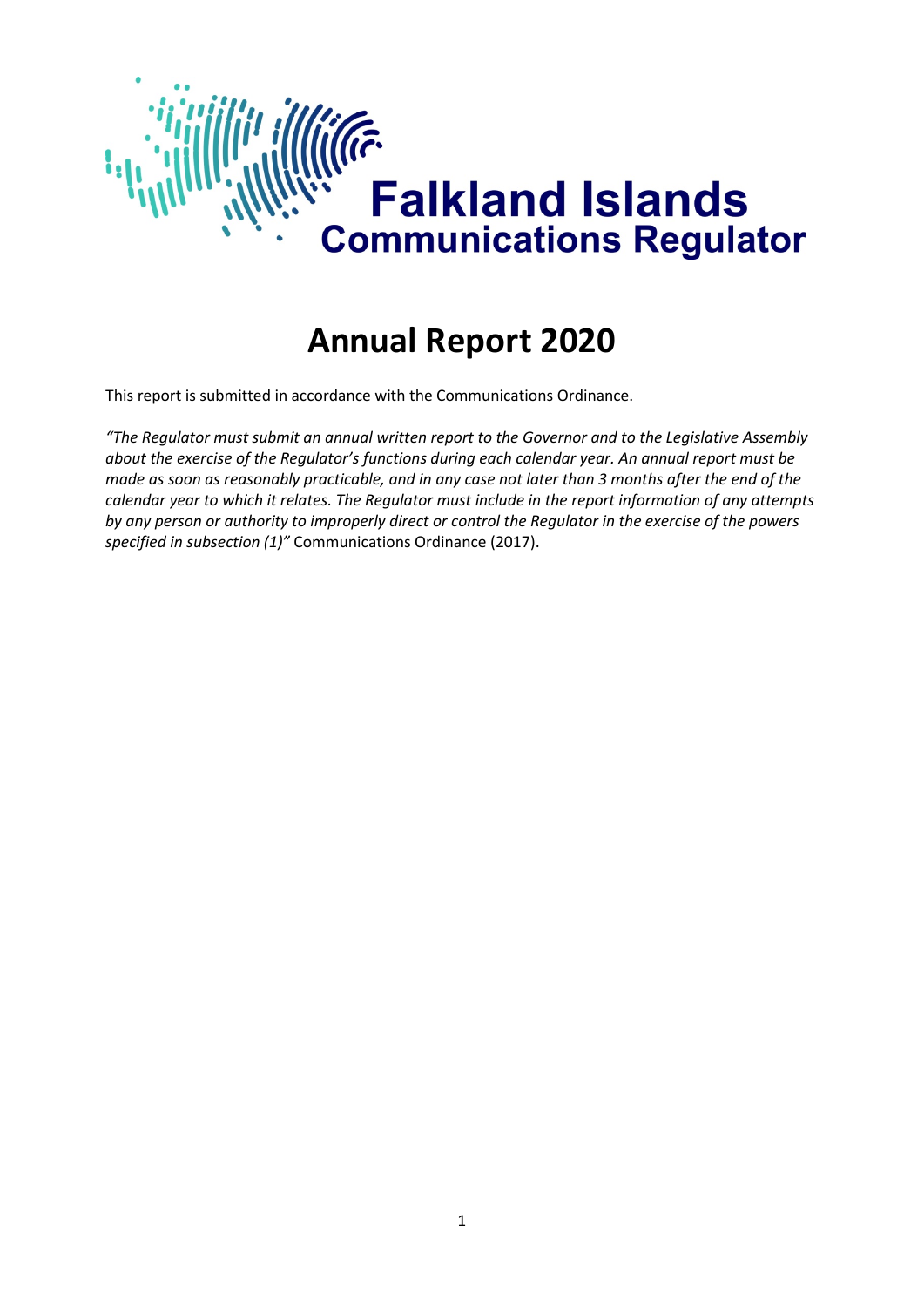# Annual Report 2020

This report is submitted in accordance with the Communications Ordinance.

*"The Regulator must submit an annual written report to the Governor and to the Legislative Assembly about the exercise of the Regulator's functions during each calendar year. An annual report must be made as soon as reasonably practicable, and in any case not later than 3 months after the end of the calendar year to which it relates. The Regulator must include in the report information of any attempts by any person or authority to improperly direct or control the Regulator in the exercise of the powers specified in subsection (1)"* Communications Ordinance (2017).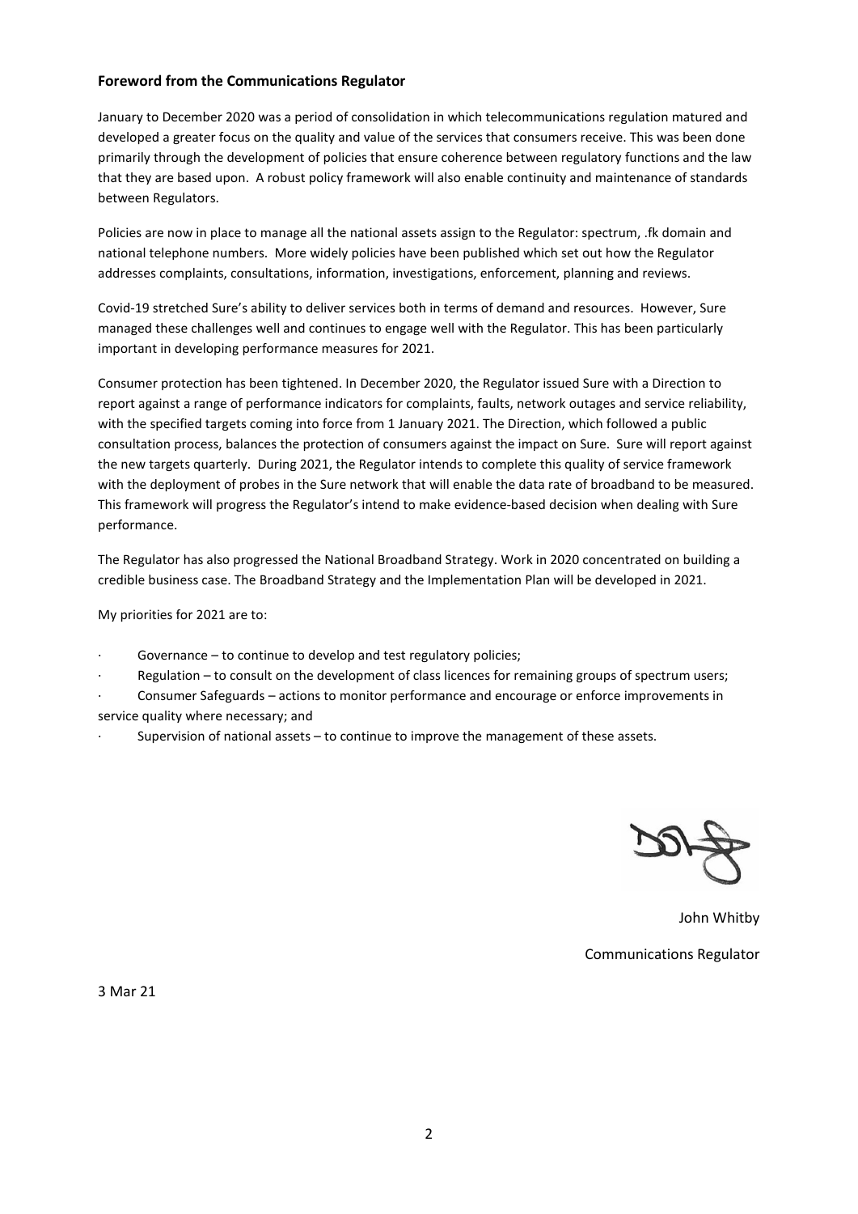**Foreword from the Communications Regulator**

January to December 2020 was a period of consolidation in which telecommunications regulation matured and developed a greater focus on the quality and value of the services that consumers receive. This was been done primarily through the development of policies that ensure coherence between regulatory functions and the law that they are based upon. A robust policy framework will also enable continuity and maintenance of standards between Regulators.

Policies are now in place to manage all the national assets assign to the Regulator: spectrum, .fk domain and national telephone numbers. More widely policies have been published which set out how the Regulator addresses complaints, consultations, information, investigations, enforcement, planning and reviews.

Covid-19 stretched Sure's ability to deliver services both in terms of demand and resources. However, Sure managed these challenges well and continues to engage well with the Regulator. This has been particularly important in developing performance measures for 2021.

Consumer protection has been tightened. In December 2020, the Regulator issued Sure with a Direction to report against a range of performance indicators for complaints, faults, network outages and service reliability, with the specified targets coming into force from 1 January 2021. The Direction, which followed a public consultation process, balances the protection of consumers against the impact on Sure. Sure will report against the new targets quarterly. During 2021, the Regulator intends to complete this quality of service framework with the deployment of probes in the Sure network that will enable the data rate of broadband to be measured. This framework will progress the Regulator's intend to make evidence-based decision when dealing with Sure performance.

The Regulator has also progressed the National Broadband Strategy. Work in 2020 concentrated on building a credible business case. The Broadband Strategy and the Implementation Plan will be developed in 2021.

My priorities for 2021 are to:

- Governance – to continue to develop and test regulatory policies;
- Regulation – to consult on the development of class licences for remaining groups of spectrum users;
- Consumer Safeguards – actions to monitor performance and encourage or enforce improvements in service quality where necessary; and
- Supervision of national assets – to continue to improve the management of these assets.

John Whitby

Communications Regulator

3 Mar 21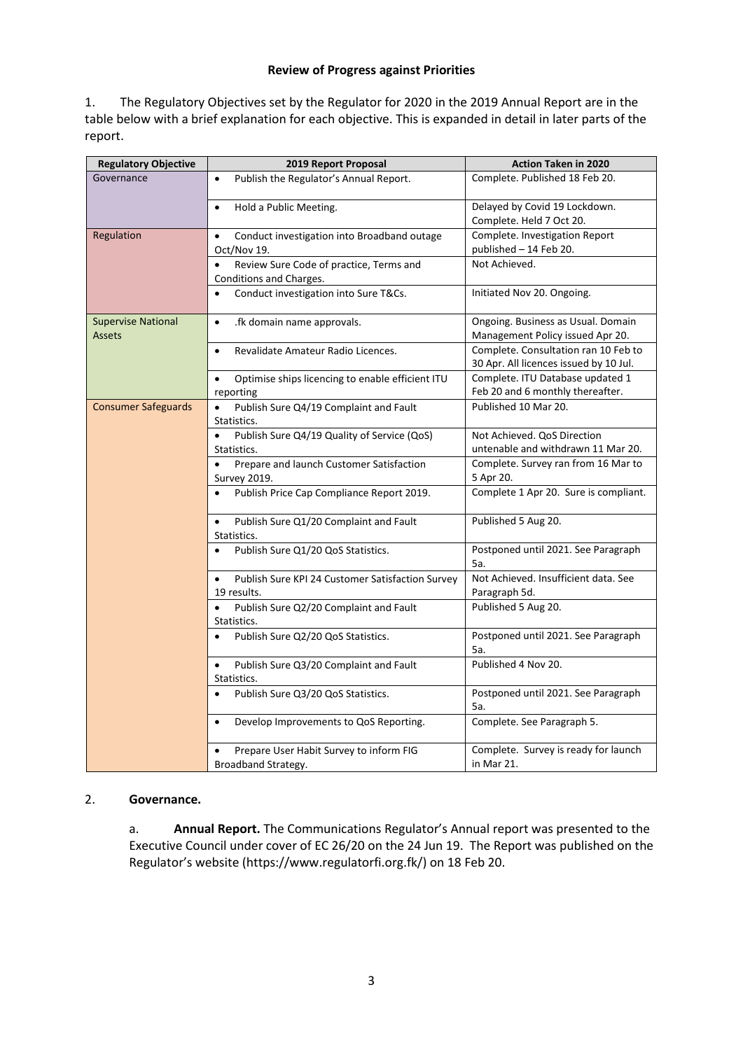**Review of Progress against Priorities**

1. The Regulatory Objectives set by the Regulator for 2020 in the 2019 Annual Report are in the table below with a brief explanation for each objective. This is expanded in detail in later parts of the report.

| Regulatory Objective | 2019 Report Proposal | Action Taken in 2020 |
|---|---|---|
| Governance | • Publish the Regulator's Annual Report. | Complete. Published 18 Feb 20. |
| | • Hold a Public Meeting. | Delayed by Covid 19 Lockdown. Complete. Held 7 Oct 20. |
| Regulation | • Conduct investigation into Broadband outage Oct/Nov 19. | Complete. Investigation Report published – 14 Feb 20. |
| | • Review Sure Code of practice, Terms and Conditions and Charges. | Not Achieved. |
| | • Conduct investigation into Sure T&Cs. | Initiated Nov 20. Ongoing. |
| Supervise National Assets | • .fk domain name approvals. | Ongoing. Business as Usual. Domain Management Policy issued Apr 20. |
| | • Revalidate Amateur Radio Licences. | Complete. Consultation ran 10 Feb to 30 Apr. All licences issued by 10 Jul. |
| | • Optimise ships licencing to enable efficient ITU reporting | Complete. ITU Database updated 1 Feb 20 and 6 monthly thereafter. |
| Consumer Safeguards | • Publish Sure Q4/19 Complaint and Fault Statistics. | Published 10 Mar 20. |
| | • Publish Sure Q4/19 Quality of Service (QoS) Statistics. | Not Achieved. QoS Direction untenable and withdrawn 11 Mar 20. |
| | • Prepare and launch Customer Satisfaction Survey 2019. | Complete. Survey ran from 16 Mar to 5 Apr 20. |
| | • Publish Price Cap Compliance Report 2019. | Complete 1 Apr 20. Sure is compliant. |
| | • Publish Sure Q1/20 Complaint and Fault Statistics. | Published 5 Aug 20. |
| | • Publish Sure Q1/20 QoS Statistics. | Postponed until 2021. See Paragraph 5a. |
| | • Publish Sure KPI 24 Customer Satisfaction Survey 19 results. | Not Achieved. Insufficient data. See Paragraph 5d. |
| | • Publish Sure Q2/20 Complaint and Fault Statistics. | Published 5 Aug 20. |
| | • Publish Sure Q2/20 QoS Statistics. | Postponed until 2021. See Paragraph 5a. |
| | • Publish Sure Q3/20 Complaint and Fault Statistics. | Published 4 Nov 20. |
| | • Publish Sure Q3/20 QoS Statistics. | Postponed until 2021. See Paragraph 5a. |
| | • Develop Improvements to QoS Reporting. | Complete. See Paragraph 5. |
| | • Prepare User Habit Survey to inform FIG Broadband Strategy. | Complete. Survey is ready for launch in Mar 21. |

2. **Governance.**

a. **Annual Report.** The Communications Regulator's Annual report was presented to the Executive Council under cover of EC 26/20 on the 24 Jun 19. The Report was published on the Regulator's website (https://www.regulatorfi.org.fk/) on 18 Feb 20.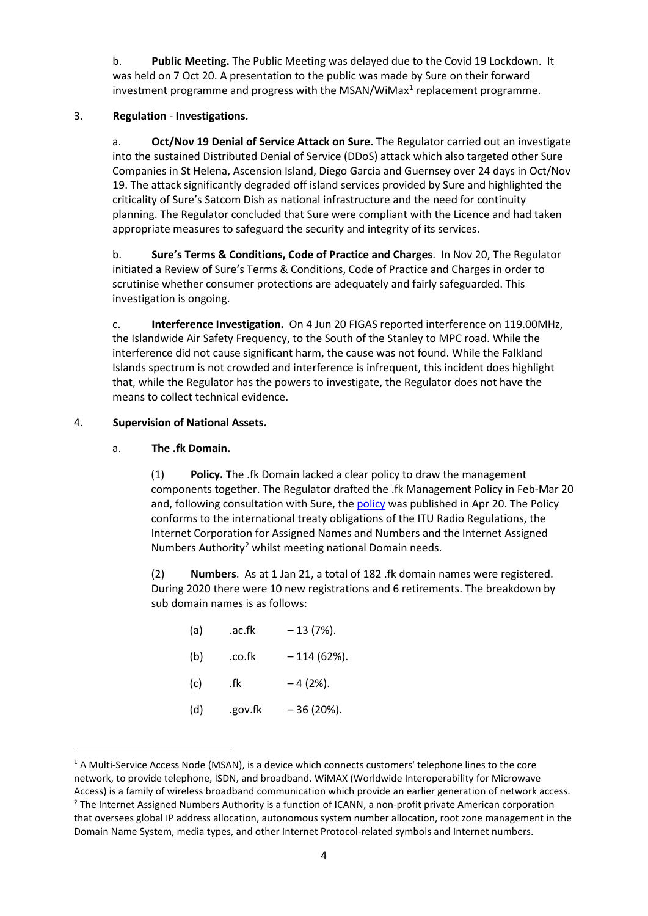b. **Public Meeting.** The Public Meeting was delayed due to the Covid 19 Lockdown. It was held on 7 Oct 20. A presentation to the public was made by Sure on their forward investment programme and progress with the MSAN/WiMax[1] replacement programme.

3. **Regulation** - **Investigations.**

a. **Oct/Nov 19 Denial of Service Attack on Sure.** The Regulator carried out an investigate into the sustained Distributed Denial of Service (DDoS) attack which also targeted other Sure Companies in St Helena, Ascension Island, Diego Garcia and Guernsey over 24 days in Oct/Nov 19. The attack significantly degraded off island services provided by Sure and highlighted the criticality of Sure's Satcom Dish as national infrastructure and the need for continuity planning. The Regulator concluded that Sure were compliant with the Licence and had taken appropriate measures to safeguard the security and integrity of its services.

b. **Sure's Terms & Conditions, Code of Practice and Charges**. In Nov 20, The Regulator initiated a Review of Sure's Terms & Conditions, Code of Practice and Charges in order to scrutinise whether consumer protections are adequately and fairly safeguarded. This investigation is ongoing.

c. **Interference Investigation.** On 4 Jun 20 FIGAS reported interference on 119.00MHz, the Islandwide Air Safety Frequency, to the South of the Stanley to MPC road. While the interference did not cause significant harm, the cause was not found. While the Falkland Islands spectrum is not crowded and interference is infrequent, this incident does highlight that, while the Regulator has the powers to investigate, the Regulator does not have the means to collect technical evidence.

4. **Supervision of National Assets.**

a. **The .fk Domain.**

(1) **Policy. T**he .fk Domain lacked a clear policy to draw the management components together. The Regulator drafted the .fk Management Policy in Feb-Mar 20 and, following consultation with Sure, the policy was published in Apr 20. The Policy conforms to the international treaty obligations of the ITU Radio Regulations, the Internet Corporation for Assigned Names and Numbers and the Internet Assigned Numbers Authority[2] whilst meeting national Domain needs.

(2) **Numbers**. As at 1 Jan 21, a total of 182 .fk domain names were registered. During 2020 there were 10 new registrations and 6 retirements. The breakdown by sub domain names is as follows:

(a) .ac.fk – 13 (7%).

(b) .co.fk – 114 (62%).

(c) .fk – 4 (2%).

(d) .gov.fk – 36 (20%).

---

[1] A Multi-Service Access Node (MSAN), is a device which connects customers' telephone lines to the core network, to provide telephone, ISDN, and broadband. WiMAX (Worldwide Interoperability for Microwave Access) is a family of wireless broadband communication which provide an earlier generation of network access.

[2] The Internet Assigned Numbers Authority is a function of ICANN, a non-profit private American corporation that oversees global IP address allocation, autonomous system number allocation, root zone management in the Domain Name System, media types, and other Internet Protocol-related symbols and Internet numbers.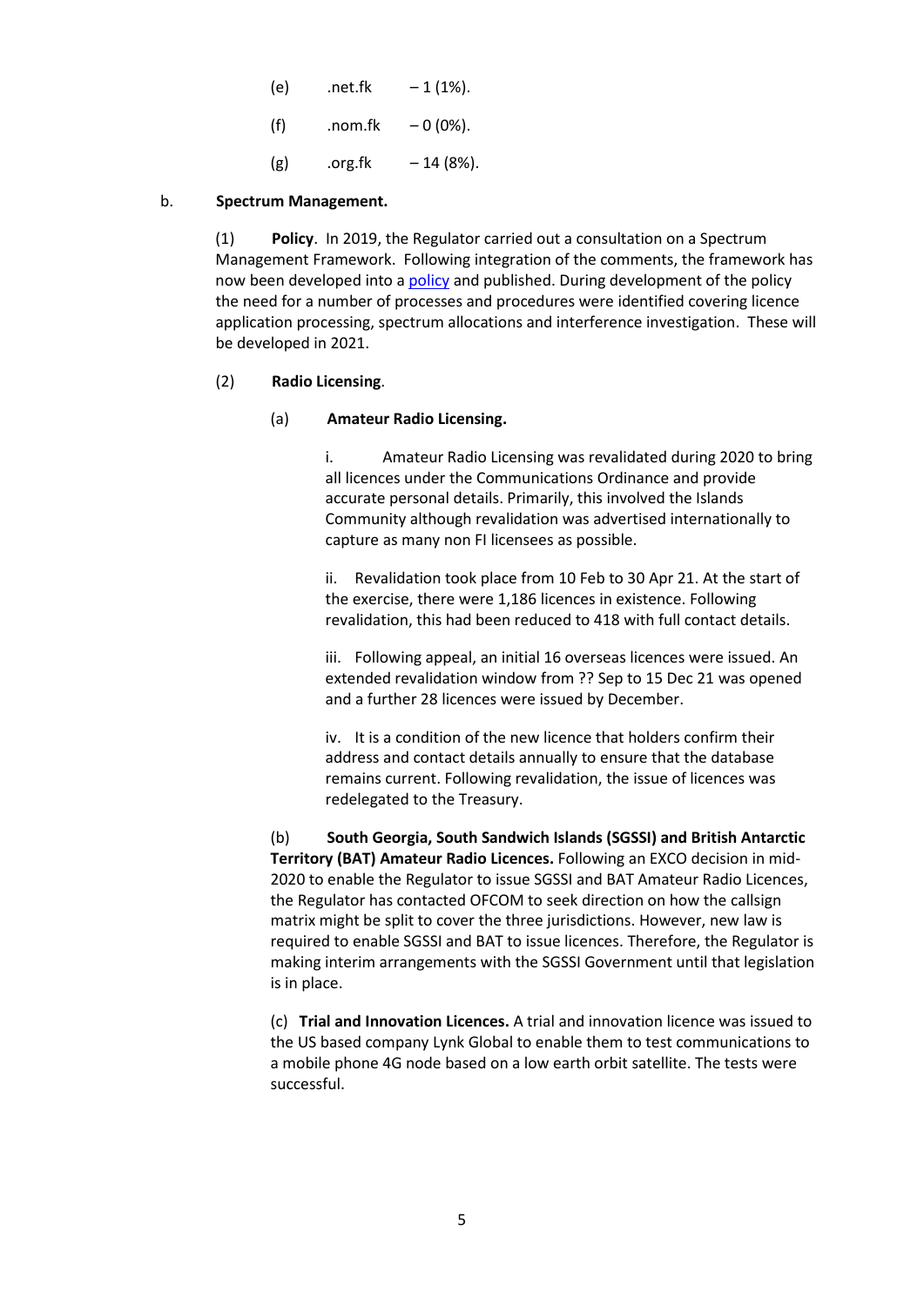(e) .net.fk – 1 (1%).

(f) .nom.fk – 0 (0%).

(g) .org.fk – 14 (8%).

b. **Spectrum Management.**

(1) **Policy**. In 2019, the Regulator carried out a consultation on a Spectrum Management Framework. Following integration of the comments, the framework has now been developed into a [policy](policy) and published. During development of the policy the need for a number of processes and procedures were identified covering licence application processing, spectrum allocations and interference investigation. These will be developed in 2021.

(2) **Radio Licensing**.

(a) **Amateur Radio Licensing.**

i. Amateur Radio Licensing was revalidated during 2020 to bring all licences under the Communications Ordinance and provide accurate personal details. Primarily, this involved the Islands Community although revalidation was advertised internationally to capture as many non FI licensees as possible.

ii. Revalidation took place from 10 Feb to 30 Apr 21. At the start of the exercise, there were 1,186 licences in existence. Following revalidation, this had been reduced to 418 with full contact details.

iii. Following appeal, an initial 16 overseas licences were issued. An extended revalidation window from ?? Sep to 15 Dec 21 was opened and a further 28 licences were issued by December.

iv. It is a condition of the new licence that holders confirm their address and contact details annually to ensure that the database remains current. Following revalidation, the issue of licences was redelegated to the Treasury.

(b) **South Georgia, South Sandwich Islands (SGSSI) and British Antarctic Territory (BAT) Amateur Radio Licences.** Following an EXCO decision in mid-2020 to enable the Regulator to issue SGSSI and BAT Amateur Radio Licences, the Regulator has contacted OFCOM to seek direction on how the callsign matrix might be split to cover the three jurisdictions. However, new law is required to enable SGSSI and BAT to issue licences. Therefore, the Regulator is making interim arrangements with the SGSSI Government until that legislation is in place.

(c) **Trial and Innovation Licences.** A trial and innovation licence was issued to the US based company Lynk Global to enable them to test communications to a mobile phone 4G node based on a low earth orbit satellite. The tests were successful.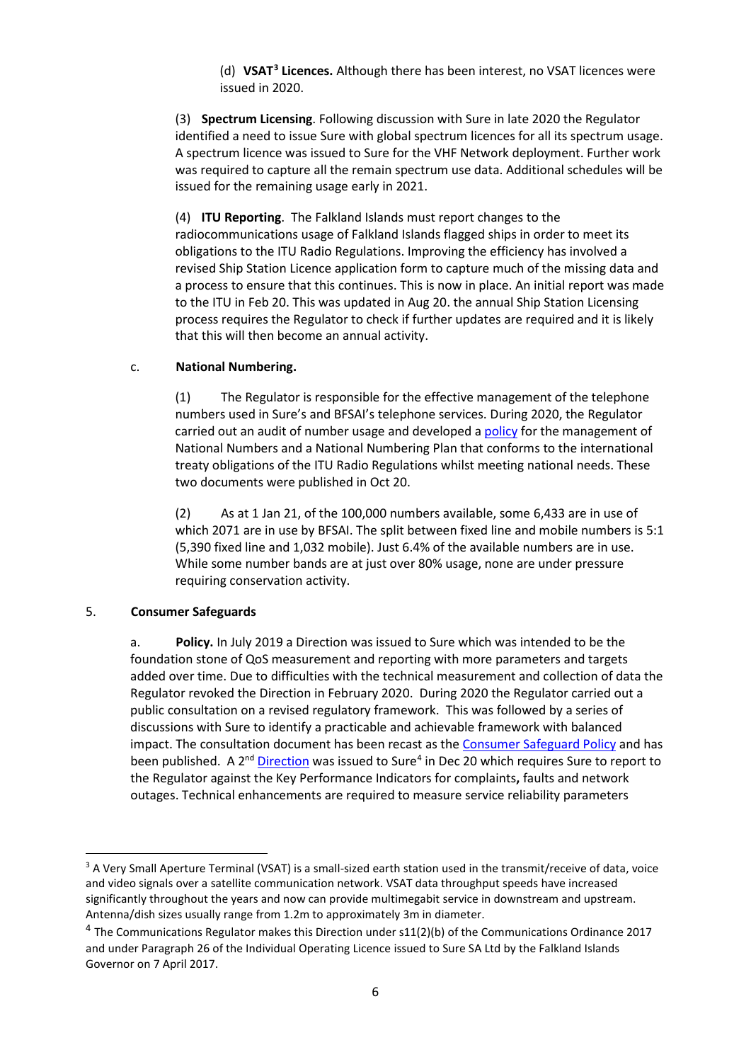(d) **VSAT[3] Licences.** Although there has been interest, no VSAT licences were issued in 2020.

(3) **Spectrum Licensing**. Following discussion with Sure in late 2020 the Regulator identified a need to issue Sure with global spectrum licences for all its spectrum usage. A spectrum licence was issued to Sure for the VHF Network deployment. Further work was required to capture all the remain spectrum use data. Additional schedules will be issued for the remaining usage early in 2021.

(4) **ITU Reporting**. The Falkland Islands must report changes to the radiocommunications usage of Falkland Islands flagged ships in order to meet its obligations to the ITU Radio Regulations. Improving the efficiency has involved a revised Ship Station Licence application form to capture much of the missing data and a process to ensure that this continues. This is now in place. An initial report was made to the ITU in Feb 20. This was updated in Aug 20. the annual Ship Station Licensing process requires the Regulator to check if further updates are required and it is likely that this will then become an annual activity.

c. **National Numbering.**

(1) The Regulator is responsible for the effective management of the telephone numbers used in Sure's and BFSAI's telephone services. During 2020, the Regulator carried out an audit of number usage and developed a policy for the management of National Numbers and a National Numbering Plan that conforms to the international treaty obligations of the ITU Radio Regulations whilst meeting national needs. These two documents were published in Oct 20.

(2) As at 1 Jan 21, of the 100,000 numbers available, some 6,433 are in use of which 2071 are in use by BFSAI. The split between fixed line and mobile numbers is 5:1 (5,390 fixed line and 1,032 mobile). Just 6.4% of the available numbers are in use. While some number bands are at just over 80% usage, none are under pressure requiring conservation activity.

5. **Consumer Safeguards**

a. **Policy.** In July 2019 a Direction was issued to Sure which was intended to be the foundation stone of QoS measurement and reporting with more parameters and targets added over time. Due to difficulties with the technical measurement and collection of data the Regulator revoked the Direction in February 2020. During 2020 the Regulator carried out a public consultation on a revised regulatory framework. This was followed by a series of discussions with Sure to identify a practicable and achievable framework with balanced impact. The consultation document has been recast as the Consumer Safeguard Policy and has been published. A 2nd Direction was issued to Sure[4] in Dec 20 which requires Sure to report to the Regulator against the Key Performance Indicators for complaints**,** faults and network outages. Technical enhancements are required to measure service reliability parameters

---

[3] A Very Small Aperture Terminal (VSAT) is a small-sized earth station used in the transmit/receive of data, voice and video signals over a satellite communication network. VSAT data throughput speeds have increased significantly throughout the years and now can provide multimegabit service in downstream and upstream. Antenna/dish sizes usually range from 1.2m to approximately 3m in diameter.

[4] The Communications Regulator makes this Direction under s11(2)(b) of the Communications Ordinance 2017 and under Paragraph 26 of the Individual Operating Licence issued to Sure SA Ltd by the Falkland Islands Governor on 7 April 2017.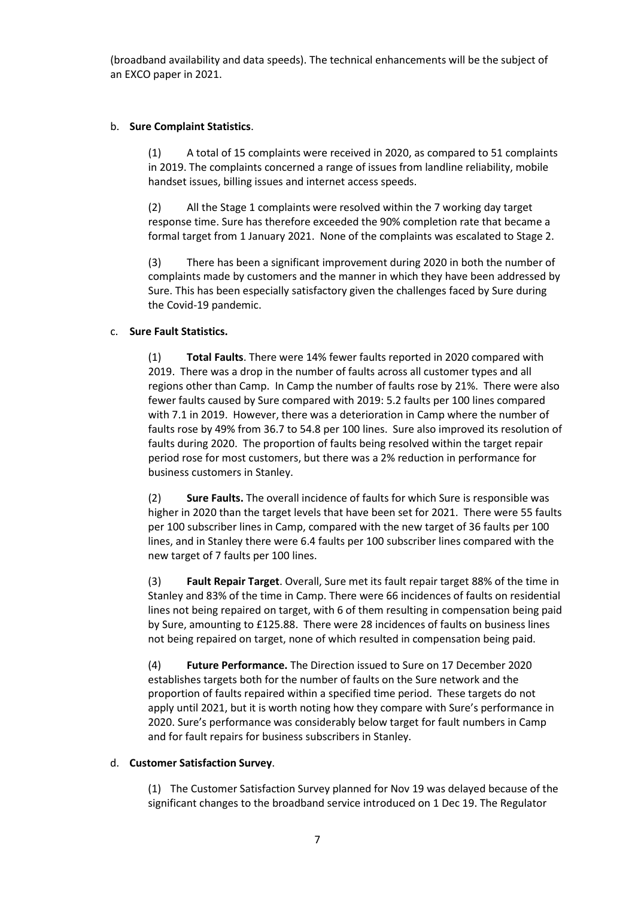(broadband availability and data speeds). The technical enhancements will be the subject of an EXCO paper in 2021.

b. **Sure Complaint Statistics**.

(1) A total of 15 complaints were received in 2020, as compared to 51 complaints in 2019. The complaints concerned a range of issues from landline reliability, mobile handset issues, billing issues and internet access speeds.

(2) All the Stage 1 complaints were resolved within the 7 working day target response time. Sure has therefore exceeded the 90% completion rate that became a formal target from 1 January 2021. None of the complaints was escalated to Stage 2.

(3) There has been a significant improvement during 2020 in both the number of complaints made by customers and the manner in which they have been addressed by Sure. This has been especially satisfactory given the challenges faced by Sure during the Covid-19 pandemic.

c. **Sure Fault Statistics.**

(1) **Total Faults**. There were 14% fewer faults reported in 2020 compared with 2019. There was a drop in the number of faults across all customer types and all regions other than Camp. In Camp the number of faults rose by 21%. There were also fewer faults caused by Sure compared with 2019: 5.2 faults per 100 lines compared with 7.1 in 2019. However, there was a deterioration in Camp where the number of faults rose by 49% from 36.7 to 54.8 per 100 lines. Sure also improved its resolution of faults during 2020. The proportion of faults being resolved within the target repair period rose for most customers, but there was a 2% reduction in performance for business customers in Stanley.

(2) **Sure Faults.** The overall incidence of faults for which Sure is responsible was higher in 2020 than the target levels that have been set for 2021. There were 55 faults per 100 subscriber lines in Camp, compared with the new target of 36 faults per 100 lines, and in Stanley there were 6.4 faults per 100 subscriber lines compared with the new target of 7 faults per 100 lines.

(3) **Fault Repair Target**. Overall, Sure met its fault repair target 88% of the time in Stanley and 83% of the time in Camp. There were 66 incidences of faults on residential lines not being repaired on target, with 6 of them resulting in compensation being paid by Sure, amounting to £125.88. There were 28 incidences of faults on business lines not being repaired on target, none of which resulted in compensation being paid.

(4) **Future Performance.** The Direction issued to Sure on 17 December 2020 establishes targets both for the number of faults on the Sure network and the proportion of faults repaired within a specified time period. These targets do not apply until 2021, but it is worth noting how they compare with Sure's performance in 2020. Sure's performance was considerably below target for fault numbers in Camp and for fault repairs for business subscribers in Stanley.

d. **Customer Satisfaction Survey**.

(1) The Customer Satisfaction Survey planned for Nov 19 was delayed because of the significant changes to the broadband service introduced on 1 Dec 19. The Regulator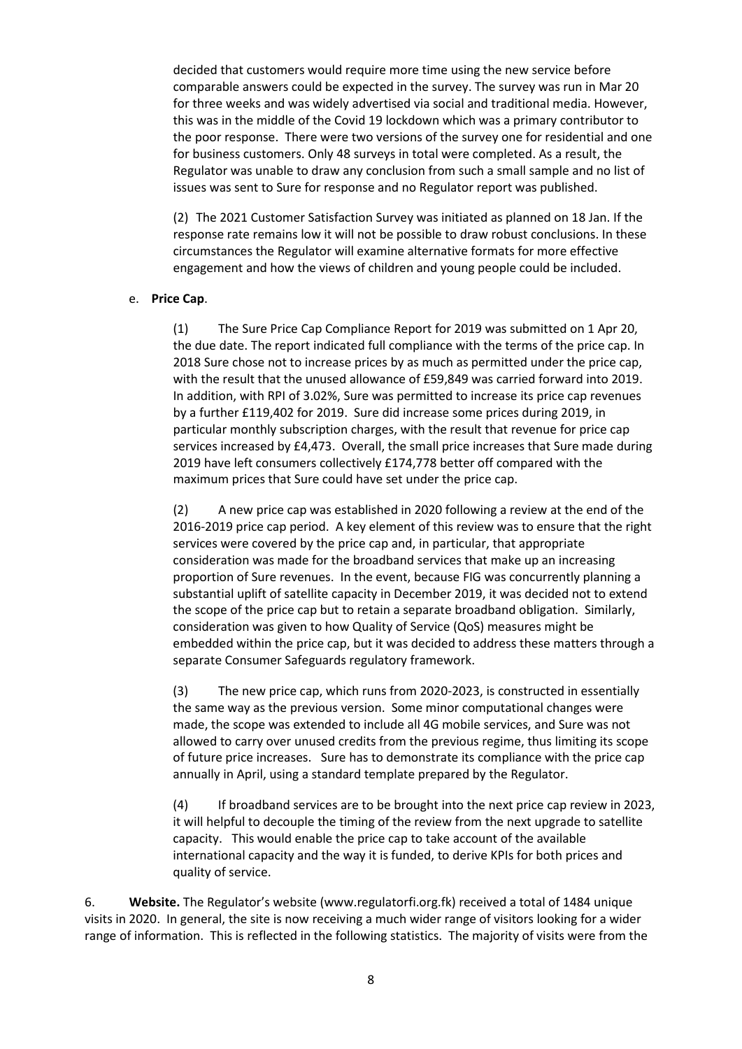decided that customers would require more time using the new service before comparable answers could be expected in the survey. The survey was run in Mar 20 for three weeks and was widely advertised via social and traditional media. However, this was in the middle of the Covid 19 lockdown which was a primary contributor to the poor response. There were two versions of the survey one for residential and one for business customers. Only 48 surveys in total were completed. As a result, the Regulator was unable to draw any conclusion from such a small sample and no list of issues was sent to Sure for response and no Regulator report was published.

(2) The 2021 Customer Satisfaction Survey was initiated as planned on 18 Jan. If the response rate remains low it will not be possible to draw robust conclusions. In these circumstances the Regulator will examine alternative formats for more effective engagement and how the views of children and young people could be included.

e. **Price Cap**.

(1) The Sure Price Cap Compliance Report for 2019 was submitted on 1 Apr 20, the due date. The report indicated full compliance with the terms of the price cap. In 2018 Sure chose not to increase prices by as much as permitted under the price cap, with the result that the unused allowance of £59,849 was carried forward into 2019. In addition, with RPI of 3.02%, Sure was permitted to increase its price cap revenues by a further £119,402 for 2019. Sure did increase some prices during 2019, in particular monthly subscription charges, with the result that revenue for price cap services increased by £4,473. Overall, the small price increases that Sure made during 2019 have left consumers collectively £174,778 better off compared with the maximum prices that Sure could have set under the price cap.

(2) A new price cap was established in 2020 following a review at the end of the 2016-2019 price cap period. A key element of this review was to ensure that the right services were covered by the price cap and, in particular, that appropriate consideration was made for the broadband services that make up an increasing proportion of Sure revenues. In the event, because FIG was concurrently planning a substantial uplift of satellite capacity in December 2019, it was decided not to extend the scope of the price cap but to retain a separate broadband obligation. Similarly, consideration was given to how Quality of Service (QoS) measures might be embedded within the price cap, but it was decided to address these matters through a separate Consumer Safeguards regulatory framework.

(3) The new price cap, which runs from 2020-2023, is constructed in essentially the same way as the previous version. Some minor computational changes were made, the scope was extended to include all 4G mobile services, and Sure was not allowed to carry over unused credits from the previous regime, thus limiting its scope of future price increases. Sure has to demonstrate its compliance with the price cap annually in April, using a standard template prepared by the Regulator.

(4) If broadband services are to be brought into the next price cap review in 2023, it will helpful to decouple the timing of the review from the next upgrade to satellite capacity. This would enable the price cap to take account of the available international capacity and the way it is funded, to derive KPIs for both prices and quality of service.

6. **Website.** The Regulator's website (www.regulatorfi.org.fk) received a total of 1484 unique visits in 2020. In general, the site is now receiving a much wider range of visitors looking for a wider range of information. This is reflected in the following statistics. The majority of visits were from the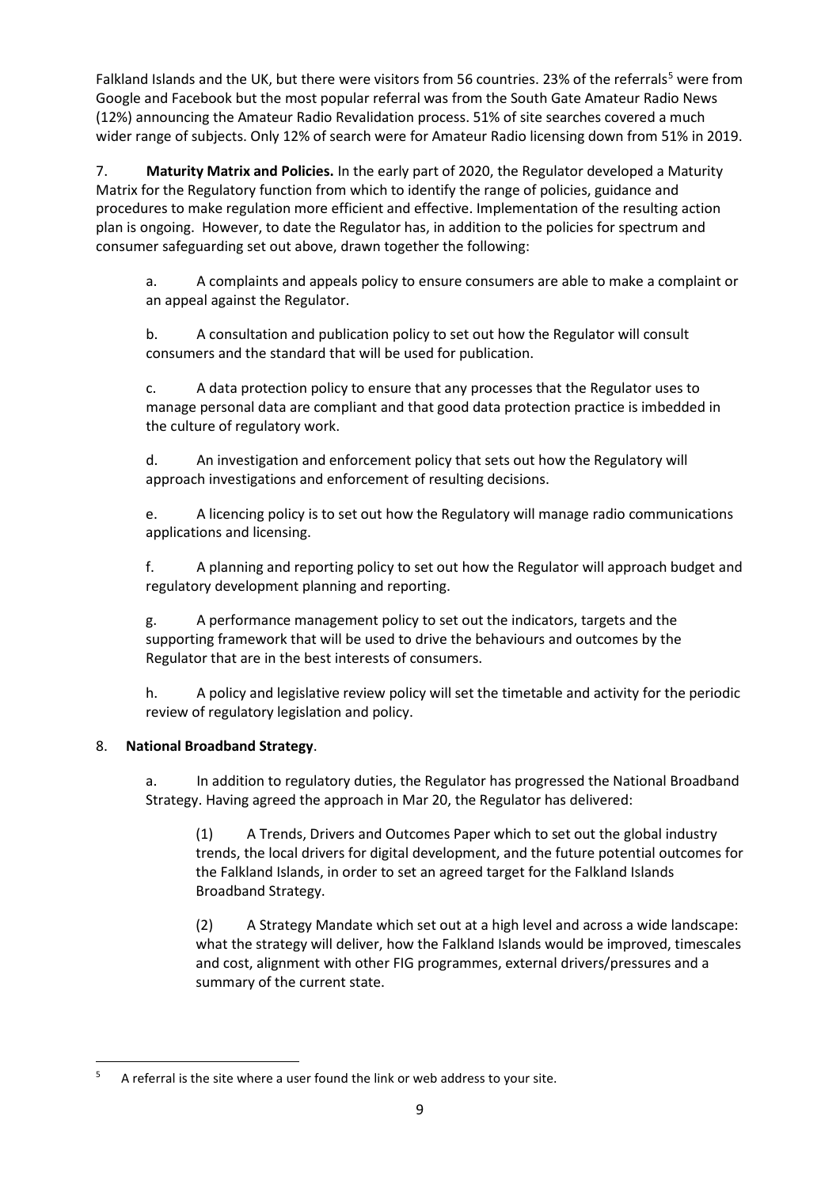Falkland Islands and the UK, but there were visitors from 56 countries. 23% of the referrals[5] were from Google and Facebook but the most popular referral was from the South Gate Amateur Radio News (12%) announcing the Amateur Radio Revalidation process. 51% of site searches covered a much wider range of subjects. Only 12% of search were for Amateur Radio licensing down from 51% in 2019.

7. **Maturity Matrix and Policies.** In the early part of 2020, the Regulator developed a Maturity Matrix for the Regulatory function from which to identify the range of policies, guidance and procedures to make regulation more efficient and effective. Implementation of the resulting action plan is ongoing. However, to date the Regulator has, in addition to the policies for spectrum and consumer safeguarding set out above, drawn together the following:

a. A complaints and appeals policy to ensure consumers are able to make a complaint or an appeal against the Regulator.

b. A consultation and publication policy to set out how the Regulator will consult consumers and the standard that will be used for publication.

c. A data protection policy to ensure that any processes that the Regulator uses to manage personal data are compliant and that good data protection practice is imbedded in the culture of regulatory work.

d. An investigation and enforcement policy that sets out how the Regulatory will approach investigations and enforcement of resulting decisions.

e. A licencing policy is to set out how the Regulatory will manage radio communications applications and licensing.

f. A planning and reporting policy to set out how the Regulator will approach budget and regulatory development planning and reporting.

g. A performance management policy to set out the indicators, targets and the supporting framework that will be used to drive the behaviours and outcomes by the Regulator that are in the best interests of consumers.

h. A policy and legislative review policy will set the timetable and activity for the periodic review of regulatory legislation and policy.

8. **National Broadband Strategy**.

a. In addition to regulatory duties, the Regulator has progressed the National Broadband Strategy. Having agreed the approach in Mar 20, the Regulator has delivered:

(1) A Trends, Drivers and Outcomes Paper which to set out the global industry trends, the local drivers for digital development, and the future potential outcomes for the Falkland Islands, in order to set an agreed target for the Falkland Islands Broadband Strategy.

(2) A Strategy Mandate which set out at a high level and across a wide landscape: what the strategy will deliver, how the Falkland Islands would be improved, timescales and cost, alignment with other FIG programmes, external drivers/pressures and a summary of the current state.

[5] A referral is the site where a user found the link or web address to your site.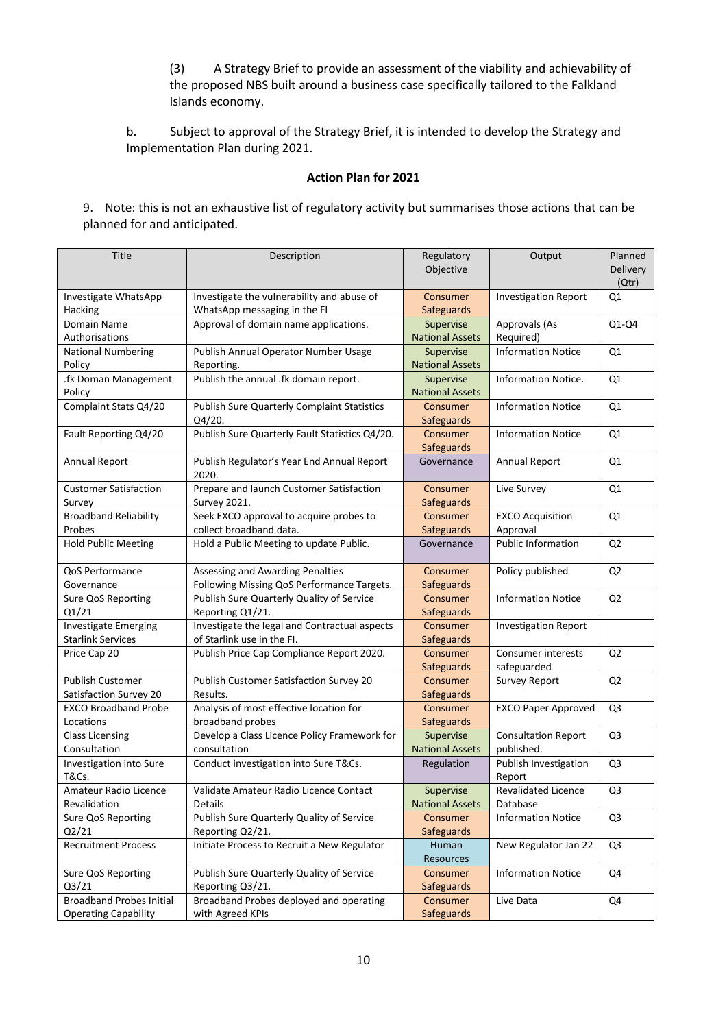(3) A Strategy Brief to provide an assessment of the viability and achievability of the proposed NBS built around a business case specifically tailored to the Falkland Islands economy.

b. Subject to approval of the Strategy Brief, it is intended to develop the Strategy and Implementation Plan during 2021.

**Action Plan for 2021**

9. Note: this is not an exhaustive list of regulatory activity but summarises those actions that can be planned for and anticipated.

| Title | Description | Regulatory Objective | Output | Planned Delivery (Qtr) |
|---|---|---|---|---|
| Investigate WhatsApp Hacking | Investigate the vulnerability and abuse of WhatsApp messaging in the FI | Consumer Safeguards | Investigation Report | Q1 |
| Domain Name Authorisations | Approval of domain name applications. | Supervise National Assets | Approvals (As Required) | Q1-Q4 |
| National Numbering Policy | Publish Annual Operator Number Usage Reporting. | Supervise National Assets | Information Notice | Q1 |
| .fk Doman Management Policy | Publish the annual .fk domain report. | Supervise National Assets | Information Notice. | Q1 |
| Complaint Stats Q4/20 | Publish Sure Quarterly Complaint Statistics Q4/20. | Consumer Safeguards | Information Notice | Q1 |
| Fault Reporting Q4/20 | Publish Sure Quarterly Fault Statistics Q4/20. | Consumer Safeguards | Information Notice | Q1 |
| Annual Report | Publish Regulator's Year End Annual Report 2020. | Governance | Annual Report | Q1 |
| Customer Satisfaction Survey | Prepare and launch Customer Satisfaction Survey 2021. | Consumer Safeguards | Live Survey | Q1 |
| Broadband Reliability Probes | Seek EXCO approval to acquire probes to collect broadband data. | Consumer Safeguards | EXCO Acquisition Approval | Q1 |
| Hold Public Meeting | Hold a Public Meeting to update Public. | Governance | Public Information | Q2 |
| QoS Performance Governance | Assessing and Awarding Penalties Following Missing QoS Performance Targets. | Consumer Safeguards | Policy published | Q2 |
| Sure QoS Reporting Q1/21 | Publish Sure Quarterly Quality of Service Reporting Q1/21. | Consumer Safeguards | Information Notice | Q2 |
| Investigate Emerging Starlink Services | Investigate the legal and Contractual aspects of Starlink use in the FI. | Consumer Safeguards | Investigation Report | |
| Price Cap 20 | Publish Price Cap Compliance Report 2020. | Consumer Safeguards | Consumer interests safeguarded | Q2 |
| Publish Customer Satisfaction Survey 20 | Publish Customer Satisfaction Survey 20 Results. | Consumer Safeguards | Survey Report | Q2 |
| EXCO Broadband Probe Locations | Analysis of most effective location for broadband probes | Consumer Safeguards | EXCO Paper Approved | Q3 |
| Class Licensing Consultation | Develop a Class Licence Policy Framework for consultation | Supervise National Assets | Consultation Report published. | Q3 |
| Investigation into Sure T&Cs. | Conduct investigation into Sure T&Cs. | Regulation | Publish Investigation Report | Q3 |
| Amateur Radio Licence Revalidation | Validate Amateur Radio Licence Contact Details | Supervise National Assets | Revalidated Licence Database | Q3 |
| Sure QoS Reporting Q2/21 | Publish Sure Quarterly Quality of Service Reporting Q2/21. | Consumer Safeguards | Information Notice | Q3 |
| Recruitment Process | Initiate Process to Recruit a New Regulator | Human Resources | New Regulator Jan 22 | Q3 |
| Sure QoS Reporting Q3/21 | Publish Sure Quarterly Quality of Service Reporting Q3/21. | Consumer Safeguards | Information Notice | Q4 |
| Broadband Probes Initial Operating Capability | Broadband Probes deployed and operating with Agreed KPIs | Consumer Safeguards | Live Data | Q4 |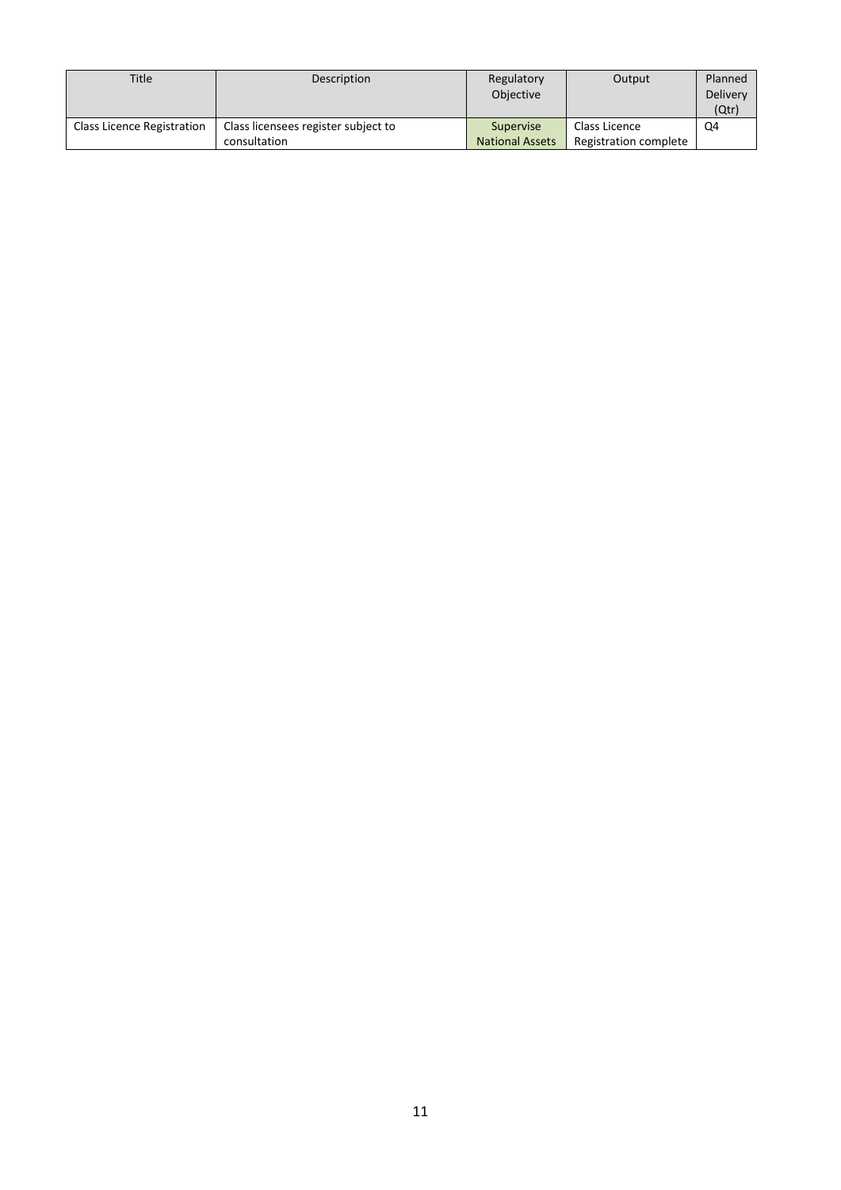| Title | Description | Regulatory Objective | Output | Planned Delivery (Qtr) |
|---|---|---|---|---|
| Class Licence Registration | Class licensees register subject to consultation | Supervise National Assets | Class Licence Registration complete | Q4 |